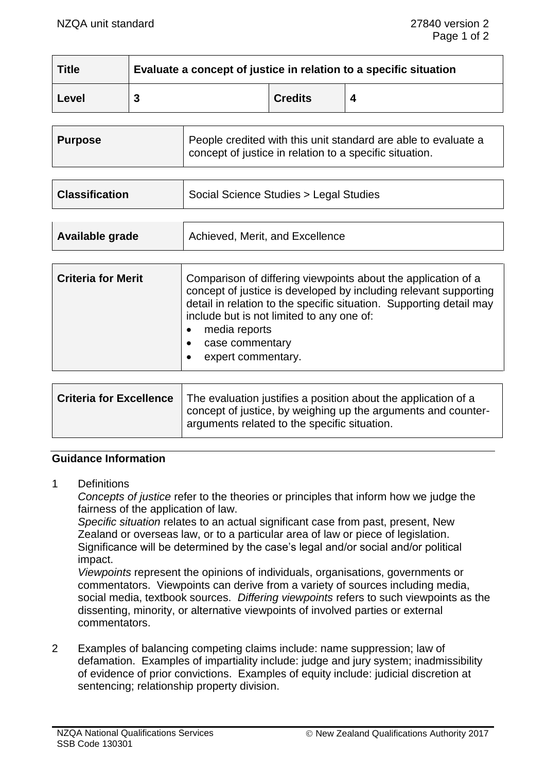| Title | Evaluate a concept of justice in relation to a specific situation | | |
|---|---|---|---|
| Level | 3 | Credits | 4 |

| Purpose | People credited with this unit standard are able to evaluate a concept of justice in relation to a specific situation. |
|---|---|

| Classification | Social Science Studies > Legal Studies |
|---|---|

| Available grade | Achieved, Merit, and Excellence |
|---|---|

| Criteria for Merit | Comparison of differing viewpoints about the application of a concept of justice is developed by including relevant supporting detail in relation to the specific situation. Supporting detail may include but is not limited to any one of:<br>• media reports<br>• case commentary<br>• expert commentary. |
|---|---|

| Criteria for Excellence | The evaluation justifies a position about the application of a concept of justice, by weighing up the arguments and counter-arguments related to the specific situation. |
|---|---|

## Guidance Information

1 Definitions

*Concepts of justice* refer to the theories or principles that inform how we judge the fairness of the application of law.

*Specific situation* relates to an actual significant case from past, present, New Zealand or overseas law, or to a particular area of law or piece of legislation. Significance will be determined by the case's legal and/or social and/or political impact.

*Viewpoints* represent the opinions of individuals, organisations, governments or commentators. Viewpoints can derive from a variety of sources including media, social media, textbook sources. *Differing viewpoints* refers to such viewpoints as the dissenting, minority, or alternative viewpoints of involved parties or external commentators.

2 Examples of balancing competing claims include: name suppression; law of defamation. Examples of impartiality include: judge and jury system; inadmissibility of evidence of prior convictions. Examples of equity include: judicial discretion at sentencing; relationship property division.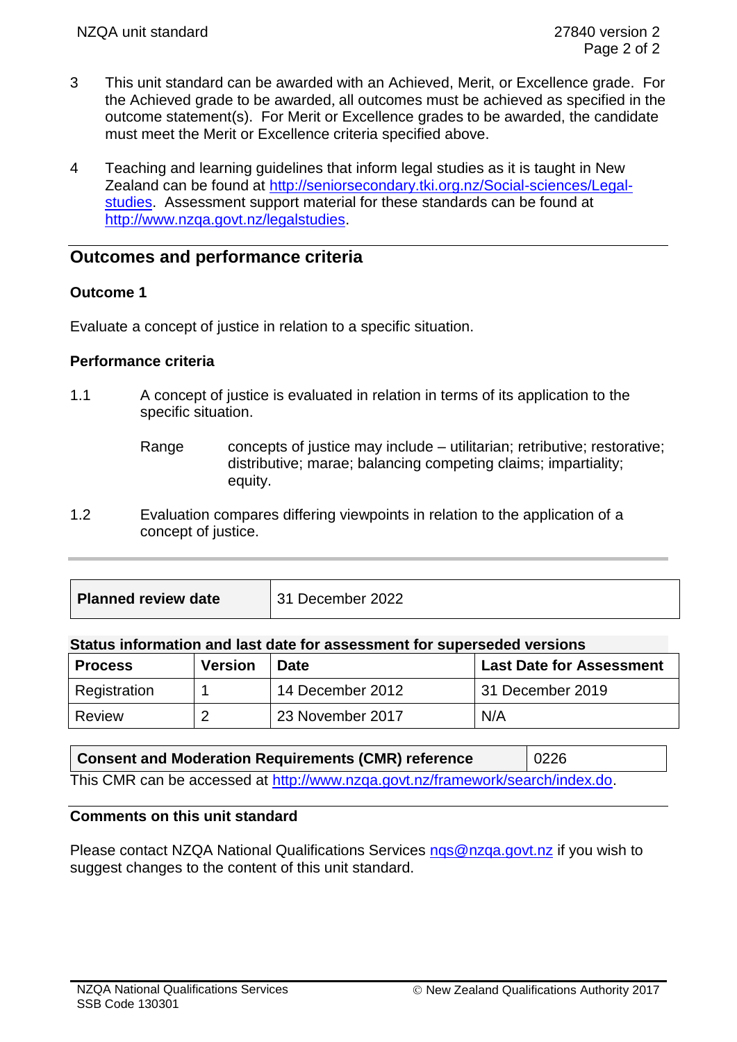3 This unit standard can be awarded with an Achieved, Merit, or Excellence grade. For the Achieved grade to be awarded, all outcomes must be achieved as specified in the outcome statement(s). For Merit or Excellence grades to be awarded, the candidate must meet the Merit or Excellence criteria specified above.

4 Teaching and learning guidelines that inform legal studies as it is taught in New Zealand can be found at http://seniorsecondary.tki.org.nz/Social-sciences/Legal-studies. Assessment support material for these standards can be found at http://www.nzqa.govt.nz/legalstudies.

## Outcomes and performance criteria

### Outcome 1

Evaluate a concept of justice in relation to a specific situation.

### Performance criteria

1.1 A concept of justice is evaluated in relation in terms of its application to the specific situation.

Range concepts of justice may include – utilitarian; retributive; restorative; distributive; marae; balancing competing claims; impartiality; equity.

1.2 Evaluation compares differing viewpoints in relation to the application of a concept of justice.

| | |
|---|---|
| **Planned review date** | 31 December 2022 |

**Status information and last date for assessment for superseded versions**

| Process | Version | Date | Last Date for Assessment |
|---|---|---|---|
| Registration | 1 | 14 December 2012 | 31 December 2019 |
| Review | 2 | 23 November 2017 | N/A |

| | |
|---|---|
| **Consent and Moderation Requirements (CMR) reference** | 0226 |

This CMR can be accessed at http://www.nzqa.govt.nz/framework/search/index.do.

### Comments on this unit standard

Please contact NZQA National Qualifications Services nqs@nzqa.govt.nz if you wish to suggest changes to the content of this unit standard.